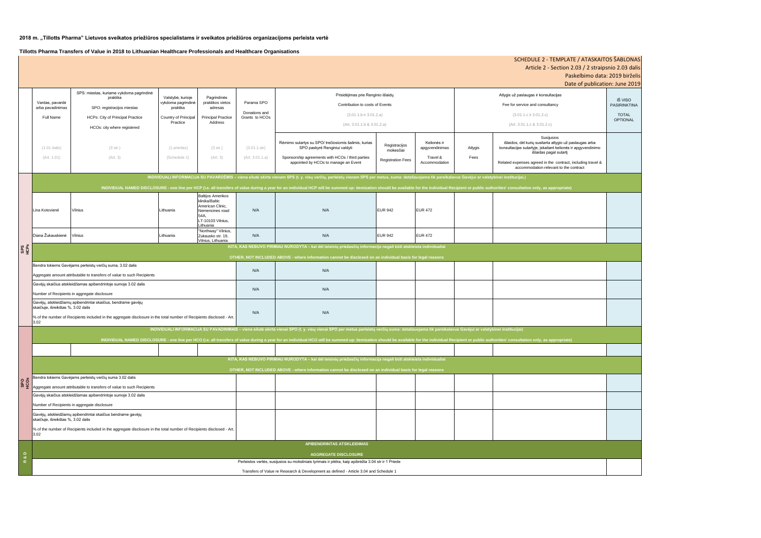**2018 m. „Tillotts Pharma" Lietuvos sveikatos priežiūros specialistams ir sveikatos priežiūros organizacijoms perleista vertė**

**Tillotts Pharma Transfers of Value in 2018 to Lithuanian Healthcare Professionals and Healthcare Organisations**

SCHEDULE 2 - TEMPLATE / ATASKAITOS ŠABLONAS
Article 2 - Section 2.03 / 2 straipsnio 2.03 dalis
Paskelbimo data: 2019 birželis
Date of publication: June 2019

| | Vardas, pavardė arba pavadinimas / Full Name | SPS: miestas, kuriame vykdoma pagrindinė praktika / SPO: registracijos miestas / HCPs: City of Principal Practice / HCOs: city where registered | Valstybė, kurioje vykdoma pagrindinė praktika / Country of Principal Practice | Pagrindinės praktikos vietos adresas / Principal Practice Address | Parama SPO / Donations and Grants to HCOs | Prisidėjimas prie Renginio išlaidų / Contribution to costs of Events (3.01.1.b ir 3.01.2.a) (Art. 3.01 1.b & 3.01.2.a) | | | Atlygis už paslaugas ir konsultacijas / Fee for service and consultancy (3.01.1.c ir 3.01.2.c) (Art. 3.01.1.c & 3.01.2.c) | | IŠ VISO PASIRINKTINA / TOTAL OPTIONAL |
|---|---|---|---|---|---|---|---|---|---|---|---|
| | (1.01 dalis) (Art. 1.01) | (3 str.) (Art. 3) | (1 priedas) (Schedule 1) | (3 str.) (Art. 3) | (3.01.1.str) (Art. 3.01.1.a) | Rėmimo sutartys su SPO/ trečiosiomis šalimis, kurias SPO paskyrė Renginiui valdyti / Sponsorship agreements with HCOs / third parties appointed by HCOs to manage an Event | Registracijos mokesčiai / Registration Fees | Kelionės ir apgyvendinimas / Travel & Accommodation | Atlygis / Fees | Susijusios išlaidos, dėl kurių susitarta atlygio už paslaugas arba konsultacijas sutartyje, įskaitant kelionės ir apgyvendinimo išlaidas pagal sutartį / Related expenses agreed in the contract, including travel & accommodation relevant to the contract | |
| SPS HCPs | INDIVIDUALI INFORMACIJA SU PAVARDĖMIS – viena eilutė skirta vienam SPS (t. y. visų verčių, perleistų vienam SPS per metus, suma: detalizuojama tik pareikalavus Gavėjui ar valstybinei institucijai,) / INDIVIDUAL NAMED DISCLOSURE - one line per HCP (i.e. all transfers of value during a year for an individual HCP will be summed up: itemization should be available for the individual Recipient or public authorities' consultation only, as appropriate) | | | | | | | | | | |
| | Lina Kotovienė | Vilnius | Lithuania | Baltijos Amerikos klinika/Baltic American Clinic, Nemencines road 54A, LT-10103 Vilnius, Lithuania | N/A | N/A | EUR 942 | EUR 472 | | | |
| | Diana Žukauskienė | Vilnius | Lithuania | "Northway" Vilnius, Zukausko str. 19, Vilnius, Lithuania | N/A | N/A | EUR 942 | EUR 472 | | | |
| | KITA, KAS NEBUVO PIRMIAU NURODYTA – kai dėl teisinių priežasčių informacija negali būti atskleista individualiai / OTHER, NOT INCLUDED ABOVE - where information cannot be disclosed on an individual basis for legal reasons | | | | | | | | | | |
| | Bendra tokiems Gavėjams perleistų verčių suma, 3.02 dalis / Aggregate amount attributable to transfers of value to such Recipients | | | | N/A | N/A | | | | | |
| | Gavėjų skaičius atskleidžiamas apibendrintoje sumoje 3.02 dalis / Number of Recipients in aggregate disclosure | | | | N/A | N/A | | | | | |
| | Gavėjų, atskleidžiamų apibendrintai skaičius, bendrame gavėjų skaičiuje, išreikštas %, 3.02 dalis / % of the number of Recipients included in the aggregate disclosure in the total number of Recipients disclosed - Art. 3.02 | | | | N/A | N/A | | | | | |
| SPO HCOs | INDIVIDUALI INFORMACIJA SU PAVADINIMAIS – viena eilutė skirta vienai SPO (t. y. visų vienai SPO per metus perleistų verčių suma: detalizuojama tik pareikalavus Gavėjui ar valstybinei institucijai) / INDIVIDUAL NAMED DISCLOSURE - one line per HCO (i.e. all transfers of value during a year for an individual HCO will be summed up: itemization should be available for the individual Recipient or public authorities' consultation only, as appropriate) | | | | | | | | | | |
| | | | | | | | | | | | |
| | KITA, KAS NEBUVO PIRMIAU NURODYTA – kai dėl teisinių priežasčių informacija negali būti atskleista individualiai / OTHER, NOT INCLUDED ABOVE - where information cannot be disclosed on an individual basis for legal reasons | | | | | | | | | | |
| | Bendra tokiems Gavėjams perleistų verčių suma 3.02 dalis / Aggregate amount attributable to transfers of value to such Recipients | | | | | | | | | | |
| | Gavėjų skaičius atskleidžiamas apibendrintoje sumoje 3.02 dalis / Number of Recipients in aggregate disclosure | | | | | | | | | | |
| | Gavėjų, atskleidžiamų apibendrintai skaičius, bendrame gavėjų skaičiuje, išreikštas %, 3.02 dalis / % of the number of Recipients included in the aggregate disclosure in the total number of Recipients disclosed - Art. 3.02 | | | | | | | | | | |
| R & D | APIBENDRINTAS ATSKLEIDIMAS / AGGREGATE DISCLOSURE | | | | | | | | | | |
| | Perleistos vertės, susijusios su moksliniais tyrimais ir plėtra, kaip apibrėžta 3.04 str ir 1 Priede / Transfers of Value re Research & Development as defined - Article 3.04 and Schedule 1 | | | | | | | | | | |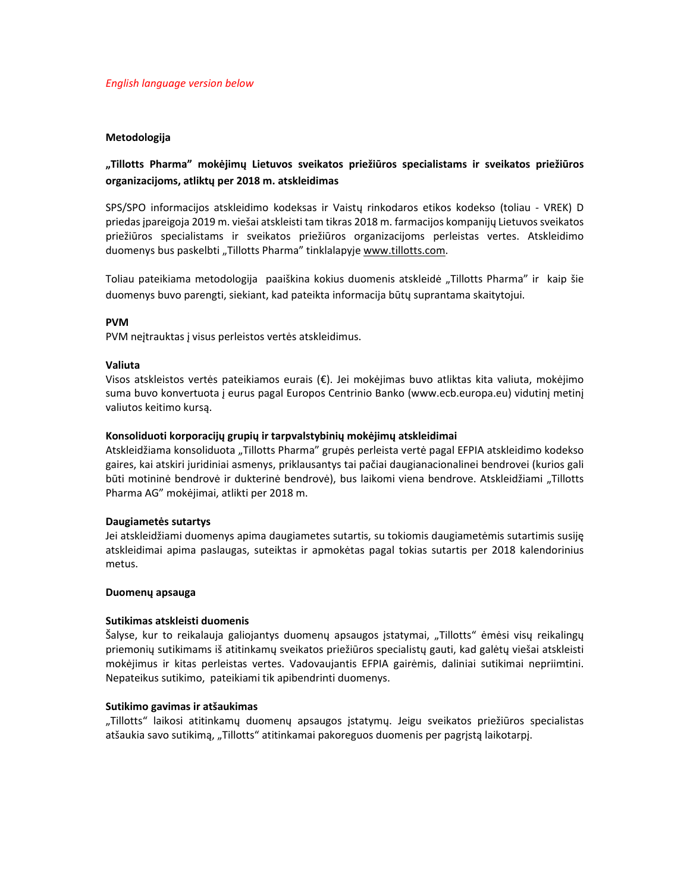*English language version below*

**Metodologija**

**„Tillotts Pharma" mokėjimų Lietuvos sveikatos priežiūros specialistams ir sveikatos priežiūros organizacijoms, atliktų per 2018 m. atskleidimas**

SPS/SPO informacijos atskleidimo kodeksas ir Vaistų rinkodaros etikos kodekso (toliau - VREK) D priedas įpareigoja 2019 m. viešai atskleisti tam tikras 2018 m. farmacijos kompanijų Lietuvos sveikatos priežiūros specialistams ir sveikatos priežiūros organizacijoms perleistas vertes. Atskleidimo duomenys bus paskelbti „Tillotts Pharma" tinklalapyje www.tillotts.com.

Toliau pateikiama metodologija paaiškina kokius duomenis atskleidė „Tillotts Pharma" ir kaip šie duomenys buvo parengti, siekiant, kad pateikta informacija būtų suprantama skaitytojui.

**PVM**

PVM neįtrauktas į visus perleistos vertės atskleidimus.

**Valiuta**

Visos atskleistos vertės pateikiamos eurais (€). Jei mokėjimas buvo atliktas kita valiuta, mokėjimo suma buvo konvertuota į eurus pagal Europos Centrinio Banko (www.ecb.europa.eu) vidutinį metinį valiutos keitimo kursą.

**Konsoliduoti korporacijų grupių ir tarpvalstybinių mokėjimų atskleidimai**

Atskleidžiama konsoliduota „Tillotts Pharma" grupės perleista vertė pagal EFPIA atskleidimo kodekso gaires, kai atskiri juridiniai asmenys, priklausantys tai pačiai daugianacionalinei bendrovei (kurios gali būti motininė bendrovė ir dukterinė bendrovė), bus laikomi viena bendrove. Atskleidžiami „Tillotts Pharma AG" mokėjimai, atlikti per 2018 m.

**Daugiametės sutartys**

Jei atskleidžiami duomenys apima daugiametes sutartis, su tokiomis daugiametėmis sutartimis susiję atskleidimai apima paslaugas, suteiktas ir apmokėtas pagal tokias sutartis per 2018 kalendorinius metus.

**Duomenų apsauga**

**Sutikimas atskleisti duomenis**

Šalyse, kur to reikalauja galiojantys duomenų apsaugos įstatymai, „Tillotts" ėmėsi visų reikalingų priemonių sutikimams iš atitinkamų sveikatos priežiūros specialistų gauti, kad galėtų viešai atskleisti mokėjimus ir kitas perleistas vertes. Vadovaujantis EFPIA gairėmis, daliniai sutikimai nepriimtini. Nepateikus sutikimo, pateikiami tik apibendrinti duomenys.

**Sutikimo gavimas ir atšaukimas**

„Tillotts" laikosi atitinkamų duomenų apsaugos įstatymų. Jeigu sveikatos priežiūros specialistas atšaukia savo sutikimą, „Tillotts" atitinkamai pakoreguos duomenis per pagrįstą laikotarpį.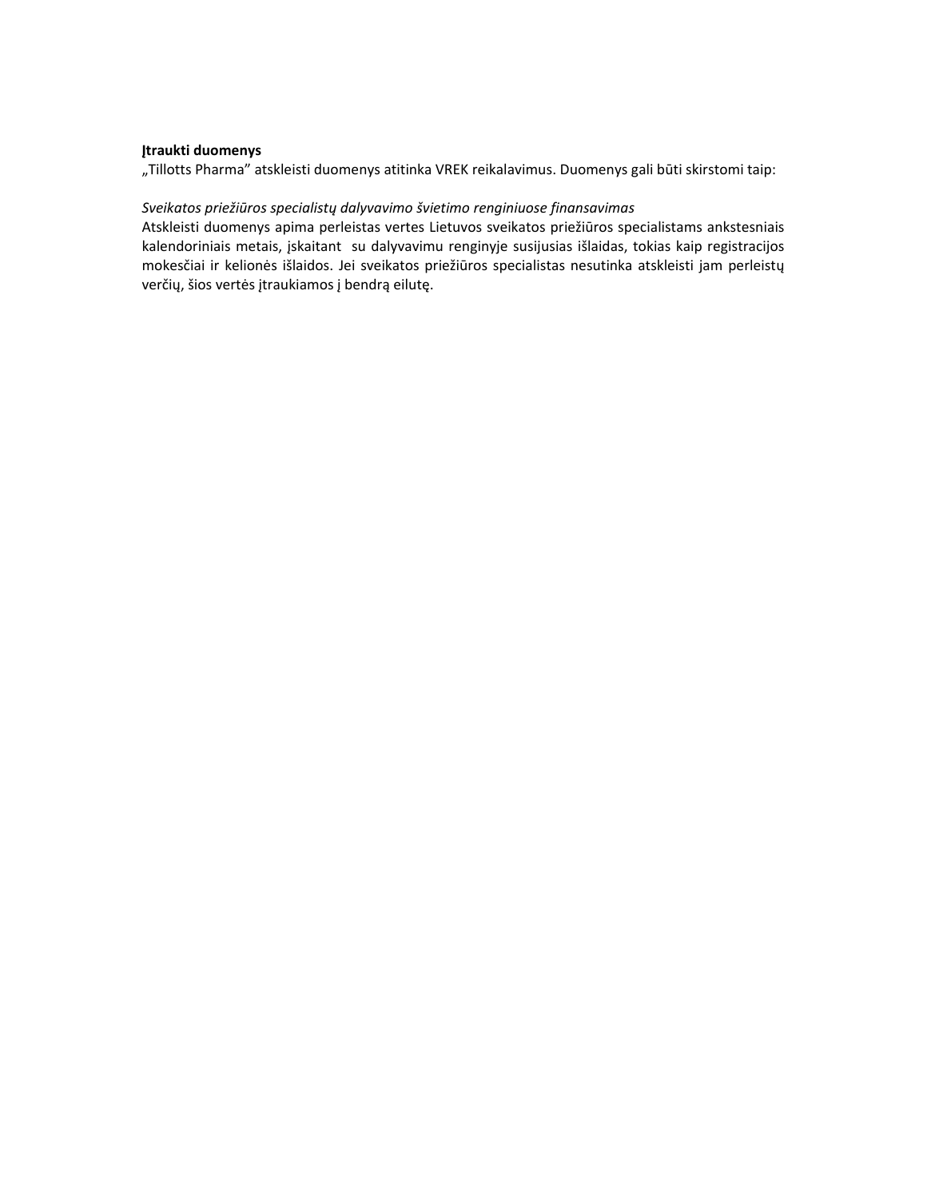**Įtraukti duomenys**

„Tillotts Pharma" atskleisti duomenys atitinka VREK reikalavimus. Duomenys gali būti skirstomi taip:

*Sveikatos priežiūros specialistų dalyvavimo švietimo renginiuose finansavimas*

Atskleisti duomenys apima perleistas vertes Lietuvos sveikatos priežiūros specialistams ankstesniais kalendoriniais metais, įskaitant su dalyvavimu renginyje susijusias išlaidas, tokias kaip registracijos mokesčiai ir kelionės išlaidos. Jei sveikatos priežiūros specialistas nesutinka atskleisti jam perleistų verčių, šios vertės įtraukiamos į bendrą eilutę.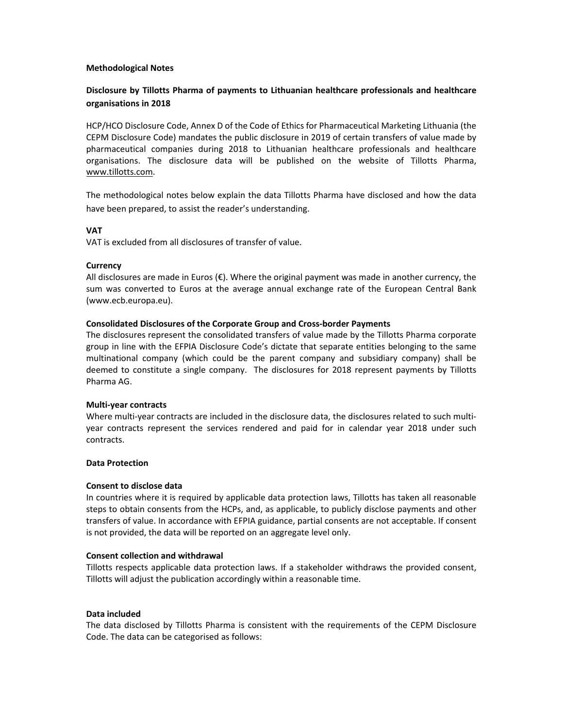**Methodological Notes**

**Disclosure by Tillotts Pharma of payments to Lithuanian healthcare professionals and healthcare organisations in 2018**

HCP/HCO Disclosure Code, Annex D of the Code of Ethics for Pharmaceutical Marketing Lithuania (the CEPM Disclosure Code) mandates the public disclosure in 2019 of certain transfers of value made by pharmaceutical companies during 2018 to Lithuanian healthcare professionals and healthcare organisations. The disclosure data will be published on the website of Tillotts Pharma, www.tillotts.com.

The methodological notes below explain the data Tillotts Pharma have disclosed and how the data have been prepared, to assist the reader's understanding.

**VAT**

VAT is excluded from all disclosures of transfer of value.

**Currency**

All disclosures are made in Euros (€). Where the original payment was made in another currency, the sum was converted to Euros at the average annual exchange rate of the European Central Bank (www.ecb.europa.eu).

**Consolidated Disclosures of the Corporate Group and Cross-border Payments**

The disclosures represent the consolidated transfers of value made by the Tillotts Pharma corporate group in line with the EFPIA Disclosure Code's dictate that separate entities belonging to the same multinational company (which could be the parent company and subsidiary company) shall be deemed to constitute a single company. The disclosures for 2018 represent payments by Tillotts Pharma AG.

**Multi-year contracts**

Where multi-year contracts are included in the disclosure data, the disclosures related to such multi-year contracts represent the services rendered and paid for in calendar year 2018 under such contracts.

**Data Protection**

**Consent to disclose data**

In countries where it is required by applicable data protection laws, Tillotts has taken all reasonable steps to obtain consents from the HCPs, and, as applicable, to publicly disclose payments and other transfers of value. In accordance with EFPIA guidance, partial consents are not acceptable. If consent is not provided, the data will be reported on an aggregate level only.

**Consent collection and withdrawal**

Tillotts respects applicable data protection laws. If a stakeholder withdraws the provided consent, Tillotts will adjust the publication accordingly within a reasonable time.

**Data included**

The data disclosed by Tillotts Pharma is consistent with the requirements of the CEPM Disclosure Code. The data can be categorised as follows: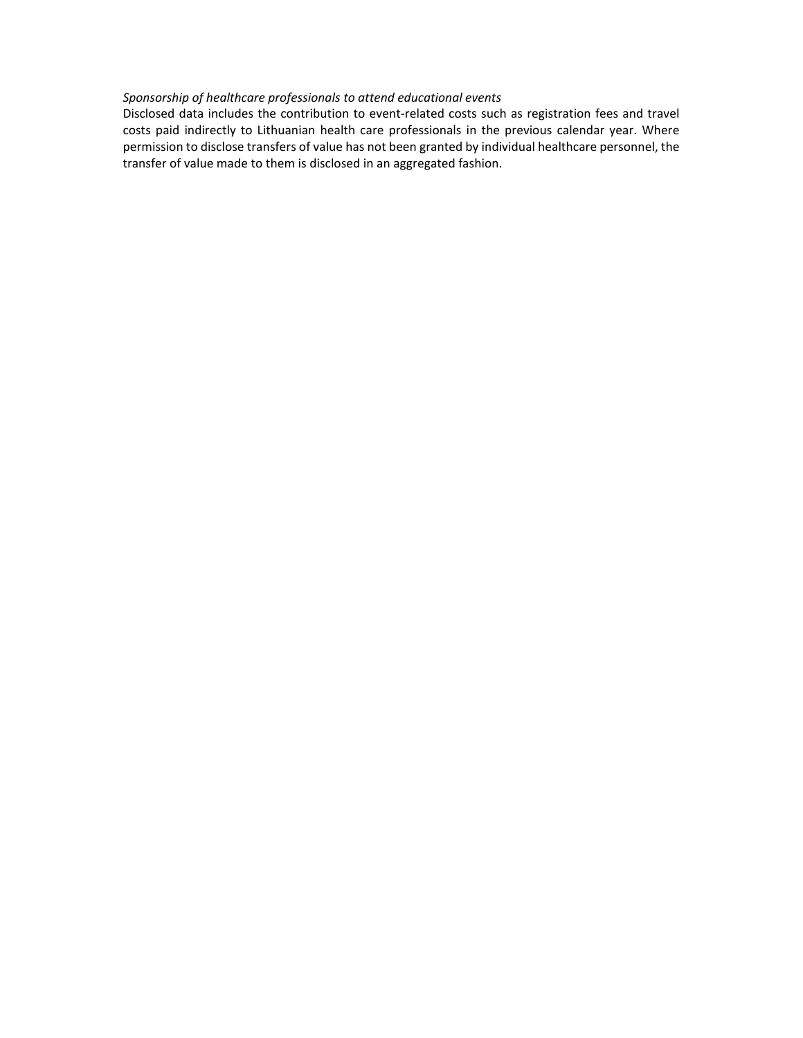*Sponsorship of healthcare professionals to attend educational events*

Disclosed data includes the contribution to event-related costs such as registration fees and travel costs paid indirectly to Lithuanian health care professionals in the previous calendar year. Where permission to disclose transfers of value has not been granted by individual healthcare personnel, the transfer of value made to them is disclosed in an aggregated fashion.